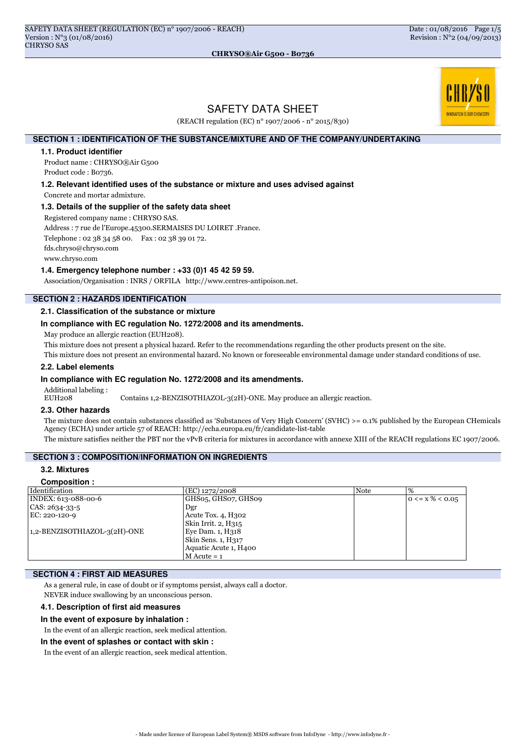# SAFETY DATA SHEET

(REACH regulation (EC) n° 1907/2006 - n° 2015/830)

## SECTION 1 : IDENTIFICATION OF THE SUBSTANCE/MIXTURE AND OF THE COMPANY/UNDERTAKING

### 1.1. Product identifier

Product name : CHRYSO®Air G500

Product code : B0736.

### 1.2. Relevant identified uses of the substance or mixture and uses advised against

Concrete and mortar admixture.

### 1.3. Details of the supplier of the safety data sheet

Registered company name : CHRYSO SAS.

Address : 7 rue de l'Europe.45300.SERMAISES DU LOIRET .France.

Telephone : 02 38 34 58 00. Fax : 02 38 39 01 72.

fds.chryso@chryso.com

www.chryso.com

### 1.4. Emergency telephone number : +33 (0)1 45 42 59 59.

Association/Organisation : INRS / ORFILA http://www.centres-antipoison.net.

## SECTION 2 : HAZARDS IDENTIFICATION

### 2.1. Classification of the substance or mixture

**In compliance with EC regulation No. 1272/2008 and its amendments.**

May produce an allergic reaction (EUH208).

This mixture does not present a physical hazard. Refer to the recommendations regarding the other products present on the site.

This mixture does not present an environmental hazard. No known or foreseeable environmental damage under standard conditions of use.

### 2.2. Label elements

**In compliance with EC regulation No. 1272/2008 and its amendments.**

Additional labeling :

EUH208 Contains 1,2-BENZISOTHIAZOL-3(2H)-ONE. May produce an allergic reaction.

### 2.3. Other hazards

The mixture does not contain substances classified as 'Substances of Very High Concern' (SVHC) >= 0.1% published by the European CHemicals Agency (ECHA) under article 57 of REACH: http://echa.europa.eu/fr/candidate-list-table

The mixture satisfies neither the PBT nor the vPvB criteria for mixtures in accordance with annexe XIII of the REACH regulations EC 1907/2006.

## SECTION 3 : COMPOSITION/INFORMATION ON INGREDIENTS

### 3.2. Mixtures

**Composition :**

| Identification | (EC) 1272/2008 | Note | % |
|---|---|---|---|
| INDEX: 613-088-00-6<br>CAS: 2634-33-5<br>EC: 220-120-9<br><br>1,2-BENZISOTHIAZOL-3(2H)-ONE | GHS05, GHS07, GHS09<br>Dgr<br>Acute Tox. 4, H302<br>Skin Irrit. 2, H315<br>Eye Dam. 1, H318<br>Skin Sens. 1, H317<br>Aquatic Acute 1, H400<br>M Acute = 1 | | 0 <= x % < 0.05 |

## SECTION 4 : FIRST AID MEASURES

As a general rule, in case of doubt or if symptoms persist, always call a doctor.

NEVER induce swallowing by an unconscious person.

### 4.1. Description of first aid measures

**In the event of exposure by inhalation :**

In the event of an allergic reaction, seek medical attention.

**In the event of splashes or contact with skin :**

In the event of an allergic reaction, seek medical attention.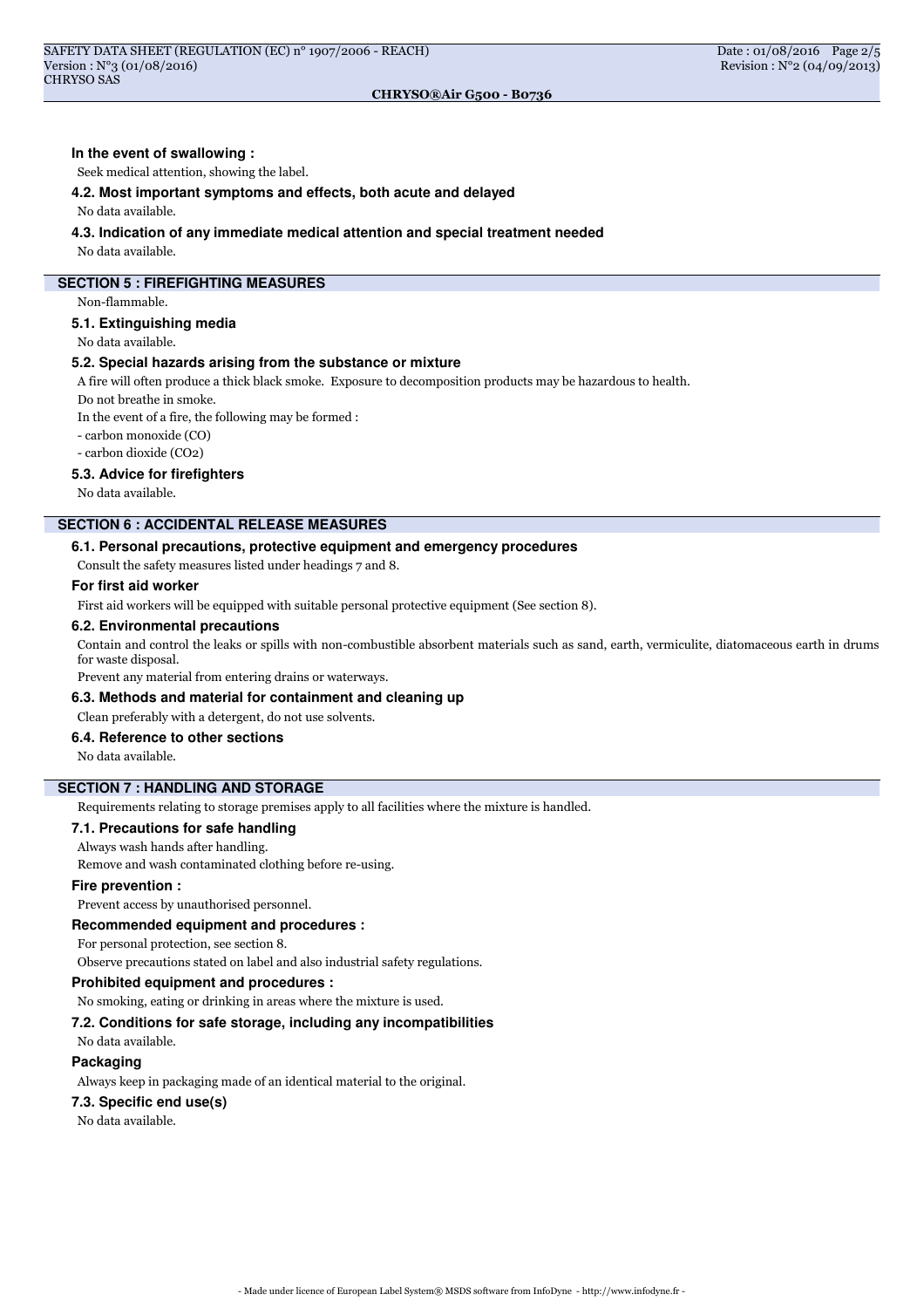**In the event of swallowing :**

Seek medical attention, showing the label.

### 4.2. Most important symptoms and effects, both acute and delayed

No data available.

### 4.3. Indication of any immediate medical attention and special treatment needed

No data available.

## SECTION 5 : FIREFIGHTING MEASURES

Non-flammable.

### 5.1. Extinguishing media

No data available.

### 5.2. Special hazards arising from the substance or mixture

A fire will often produce a thick black smoke. Exposure to decomposition products may be hazardous to health.

Do not breathe in smoke.

In the event of a fire, the following may be formed :

- carbon monoxide (CO)
- carbon dioxide ($CO_2$)

### 5.3. Advice for firefighters

No data available.

## SECTION 6 : ACCIDENTAL RELEASE MEASURES

### 6.1. Personal precautions, protective equipment and emergency procedures

Consult the safety measures listed under headings 7 and 8.

**For first aid worker**

First aid workers will be equipped with suitable personal protective equipment (See section 8).

### 6.2. Environmental precautions

Contain and control the leaks or spills with non-combustible absorbent materials such as sand, earth, vermiculite, diatomaceous earth in drums for waste disposal.

Prevent any material from entering drains or waterways.

### 6.3. Methods and material for containment and cleaning up

Clean preferably with a detergent, do not use solvents.

### 6.4. Reference to other sections

No data available.

## SECTION 7 : HANDLING AND STORAGE

Requirements relating to storage premises apply to all facilities where the mixture is handled.

### 7.1. Precautions for safe handling

Always wash hands after handling.

Remove and wash contaminated clothing before re-using.

**Fire prevention :**

Prevent access by unauthorised personnel.

**Recommended equipment and procedures :**

For personal protection, see section 8.

Observe precautions stated on label and also industrial safety regulations.

**Prohibited equipment and procedures :**

No smoking, eating or drinking in areas where the mixture is used.

### 7.2. Conditions for safe storage, including any incompatibilities

No data available.

**Packaging**

Always keep in packaging made of an identical material to the original.

### 7.3. Specific end use(s)

No data available.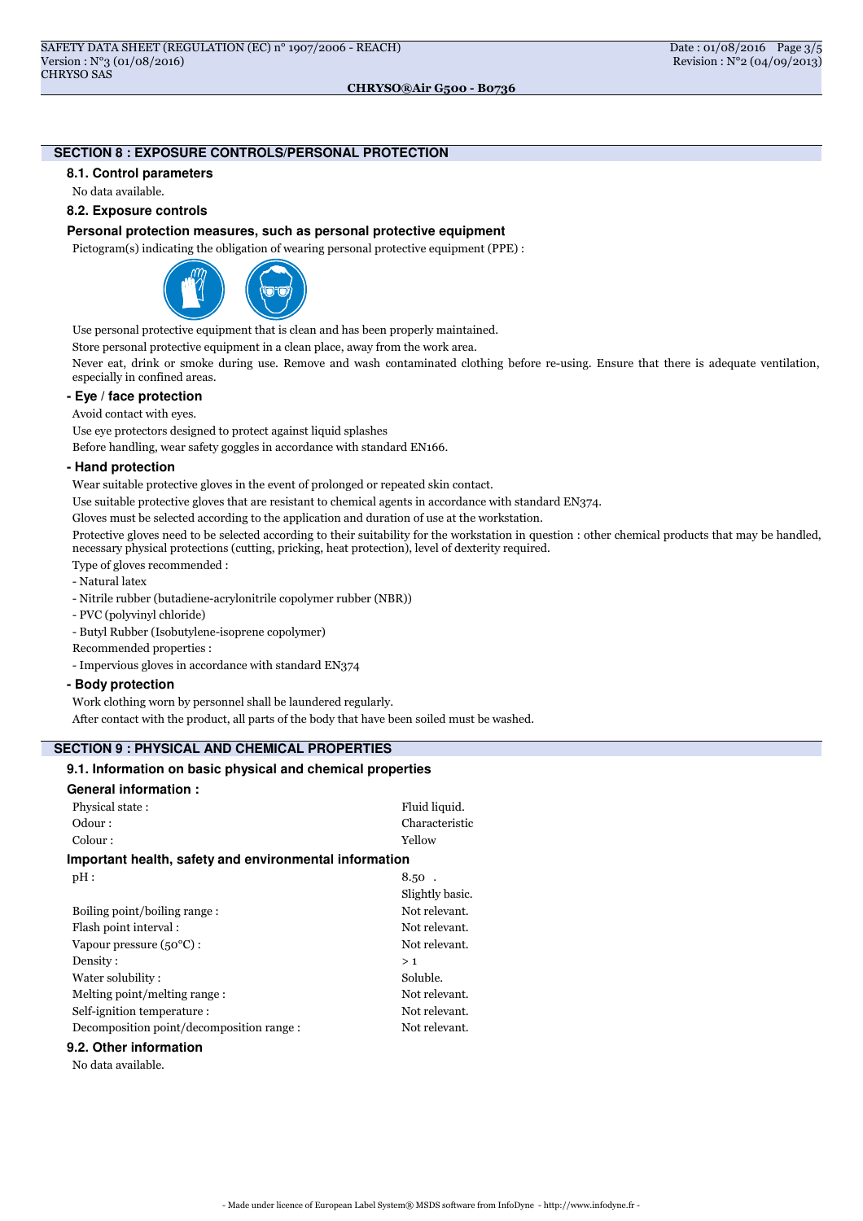## SECTION 8 : EXPOSURE CONTROLS/PERSONAL PROTECTION

### 8.1. Control parameters

No data available.

### 8.2. Exposure controls

#### Personal protection measures, such as personal protective equipment

Pictogram(s) indicating the obligation of wearing personal protective equipment (PPE) :

Use personal protective equipment that is clean and has been properly maintained.

Store personal protective equipment in a clean place, away from the work area.

Never eat, drink or smoke during use. Remove and wash contaminated clothing before re-using. Ensure that there is adequate ventilation, especially in confined areas.

#### - Eye / face protection

Avoid contact with eyes.

Use eye protectors designed to protect against liquid splashes

Before handling, wear safety goggles in accordance with standard EN166.

#### - Hand protection

Wear suitable protective gloves in the event of prolonged or repeated skin contact.

Use suitable protective gloves that are resistant to chemical agents in accordance with standard EN374.

Gloves must be selected according to the application and duration of use at the workstation.

Protective gloves need to be selected according to their suitability for the workstation in question : other chemical products that may be handled, necessary physical protections (cutting, pricking, heat protection), level of dexterity required.

Type of gloves recommended :

- Natural latex
- Nitrile rubber (butadiene-acrylonitrile copolymer rubber (NBR))
- PVC (polyvinyl chloride)
- Butyl Rubber (Isobutylene-isoprene copolymer)

Recommended properties :

- Impervious gloves in accordance with standard EN374

#### - Body protection

Work clothing worn by personnel shall be laundered regularly.

After contact with the product, all parts of the body that have been soiled must be washed.

## SECTION 9 : PHYSICAL AND CHEMICAL PROPERTIES

### 9.1. Information on basic physical and chemical properties

#### General information :

| | |
|---|---|
| Physical state : | Fluid liquid. |
| Odour : | Characteristic |
| Colour : | Yellow |

#### Important health, safety and environmental information

| | |
|---|---|
| pH : | 8.50 . |
| | Slightly basic. |
| Boiling point/boiling range : | Not relevant. |
| Flash point interval : | Not relevant. |
| Vapour pressure (50°C) : | Not relevant. |
| Density : | > 1 |
| Water solubility : | Soluble. |
| Melting point/melting range : | Not relevant. |
| Self-ignition temperature : | Not relevant. |
| Decomposition point/decomposition range : | Not relevant. |

### 9.2. Other information

No data available.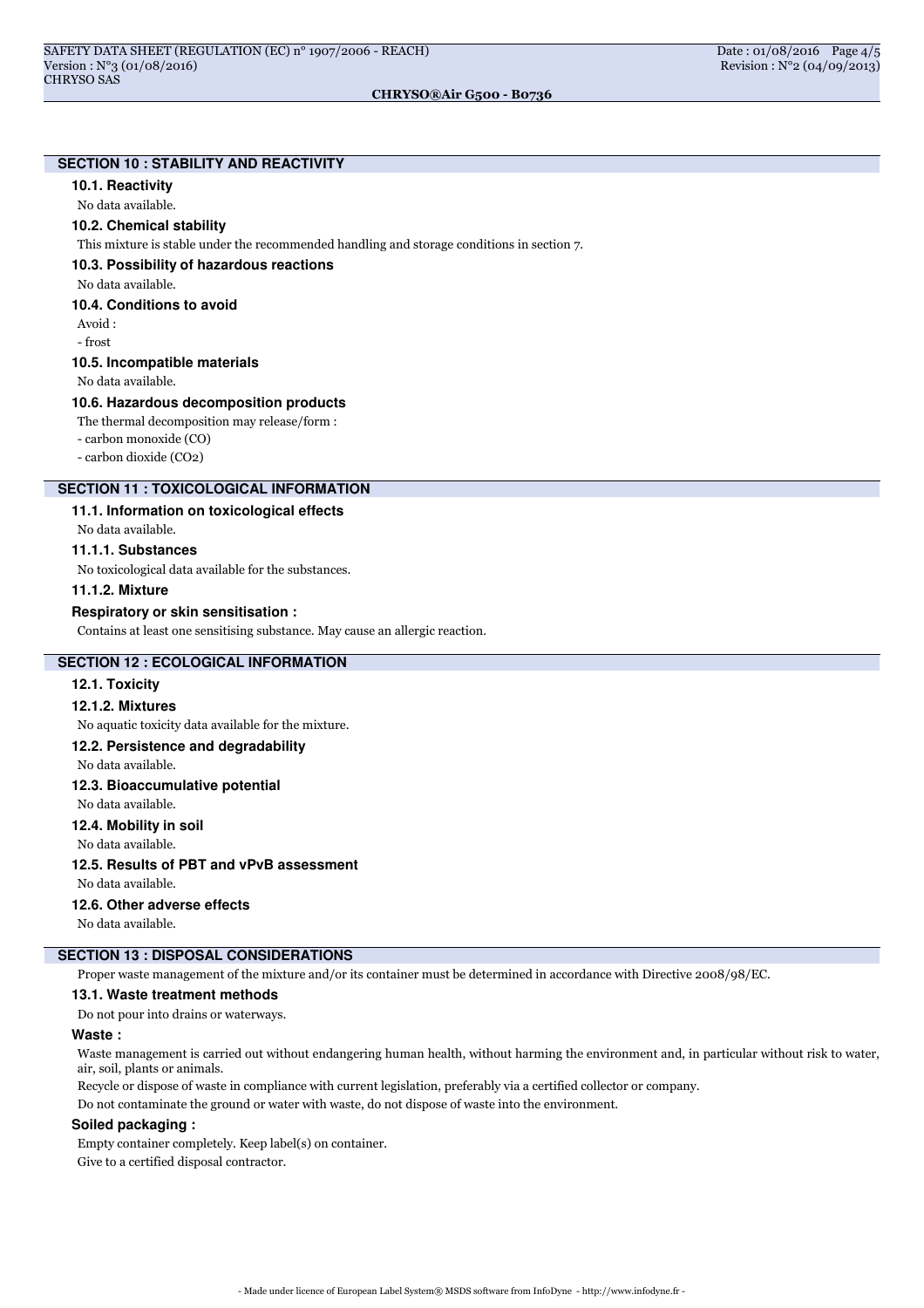## SECTION 10 : STABILITY AND REACTIVITY

### 10.1. Reactivity

No data available.

### 10.2. Chemical stability

This mixture is stable under the recommended handling and storage conditions in section 7.

### 10.3. Possibility of hazardous reactions

No data available.

### 10.4. Conditions to avoid

Avoid :

- frost

### 10.5. Incompatible materials

No data available.

### 10.6. Hazardous decomposition products

The thermal decomposition may release/form :

- carbon monoxide (CO)
- carbon dioxide ($CO_2$)

## SECTION 11 : TOXICOLOGICAL INFORMATION

### 11.1. Information on toxicological effects

No data available.

### 11.1.1. Substances

No toxicological data available for the substances.

### 11.1.2. Mixture

**Respiratory or skin sensitisation :**

Contains at least one sensitising substance. May cause an allergic reaction.

## SECTION 12 : ECOLOGICAL INFORMATION

### 12.1. Toxicity

### 12.1.2. Mixtures

No aquatic toxicity data available for the mixture.

### 12.2. Persistence and degradability

No data available.

### 12.3. Bioaccumulative potential

No data available.

### 12.4. Mobility in soil

No data available.

### 12.5. Results of PBT and vPvB assessment

No data available.

### 12.6. Other adverse effects

No data available.

## SECTION 13 : DISPOSAL CONSIDERATIONS

Proper waste management of the mixture and/or its container must be determined in accordance with Directive 2008/98/EC.

### 13.1. Waste treatment methods

Do not pour into drains or waterways.

**Waste :**

Waste management is carried out without endangering human health, without harming the environment and, in particular without risk to water, air, soil, plants or animals.

Recycle or dispose of waste in compliance with current legislation, preferably via a certified collector or company.

Do not contaminate the ground or water with waste, do not dispose of waste into the environment.

**Soiled packaging :**

Empty container completely. Keep label(s) on container.

Give to a certified disposal contractor.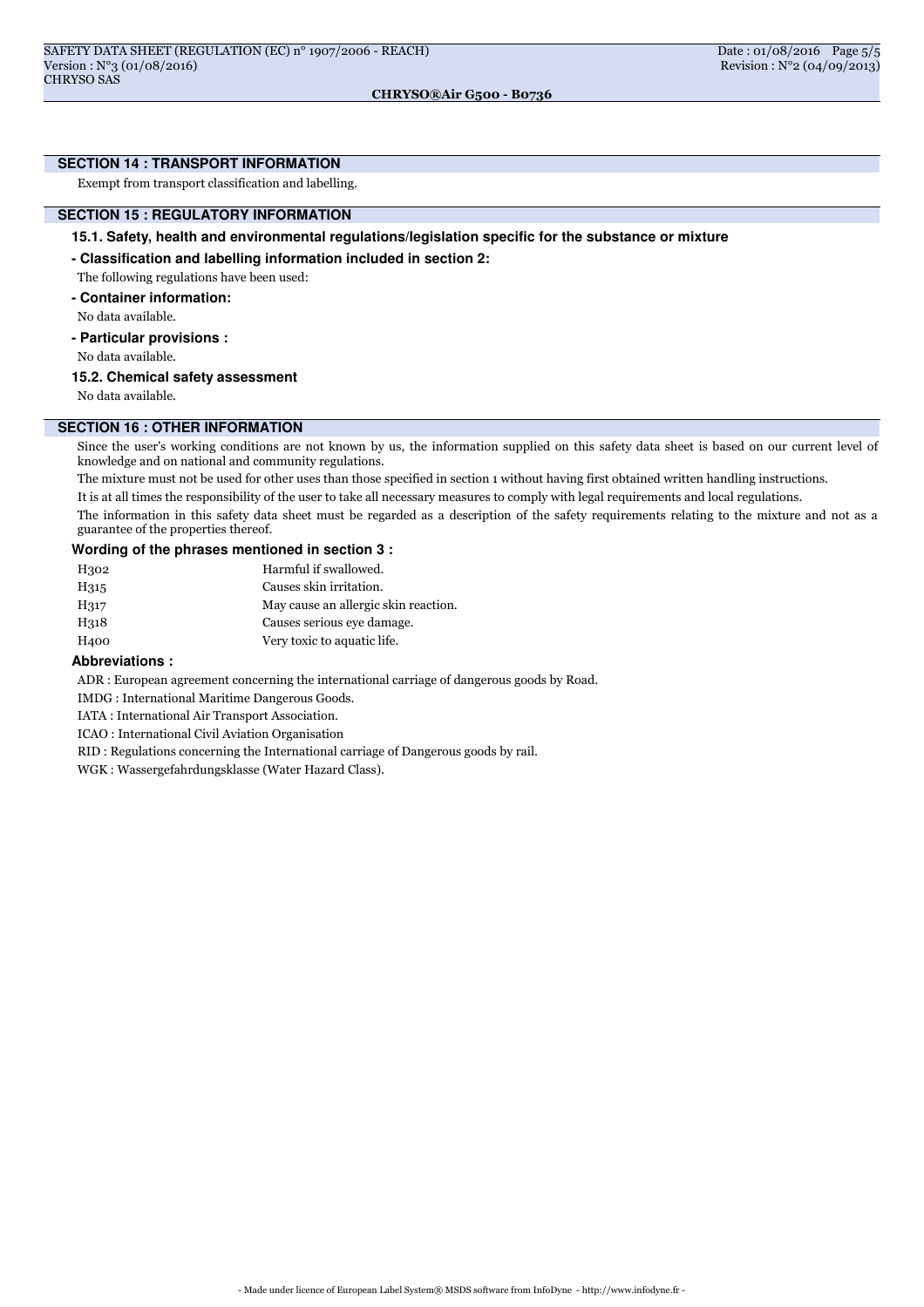## SECTION 14 : TRANSPORT INFORMATION

Exempt from transport classification and labelling.

## SECTION 15 : REGULATORY INFORMATION

### 15.1. Safety, health and environmental regulations/legislation specific for the substance or mixture

**- Classification and labelling information included in section 2:**

The following regulations have been used:

**- Container information:**

No data available.

**- Particular provisions :**

No data available.

### 15.2. Chemical safety assessment

No data available.

## SECTION 16 : OTHER INFORMATION

Since the user's working conditions are not known by us, the information supplied on this safety data sheet is based on our current level of knowledge and on national and community regulations.

The mixture must not be used for other uses than those specified in section 1 without having first obtained written handling instructions.

It is at all times the responsibility of the user to take all necessary measures to comply with legal requirements and local regulations.

The information in this safety data sheet must be regarded as a description of the safety requirements relating to the mixture and not as a guarantee of the properties thereof.

**Wording of the phrases mentioned in section 3 :**

| | |
|---|---|
| H302 | Harmful if swallowed. |
| H315 | Causes skin irritation. |
| H317 | May cause an allergic skin reaction. |
| H318 | Causes serious eye damage. |
| H400 | Very toxic to aquatic life. |

**Abbreviations :**

ADR : European agreement concerning the international carriage of dangerous goods by Road.

IMDG : International Maritime Dangerous Goods.

IATA : International Air Transport Association.

ICAO : International Civil Aviation Organisation

RID : Regulations concerning the International carriage of Dangerous goods by rail.

WGK : Wassergefahrdungsklasse (Water Hazard Class).